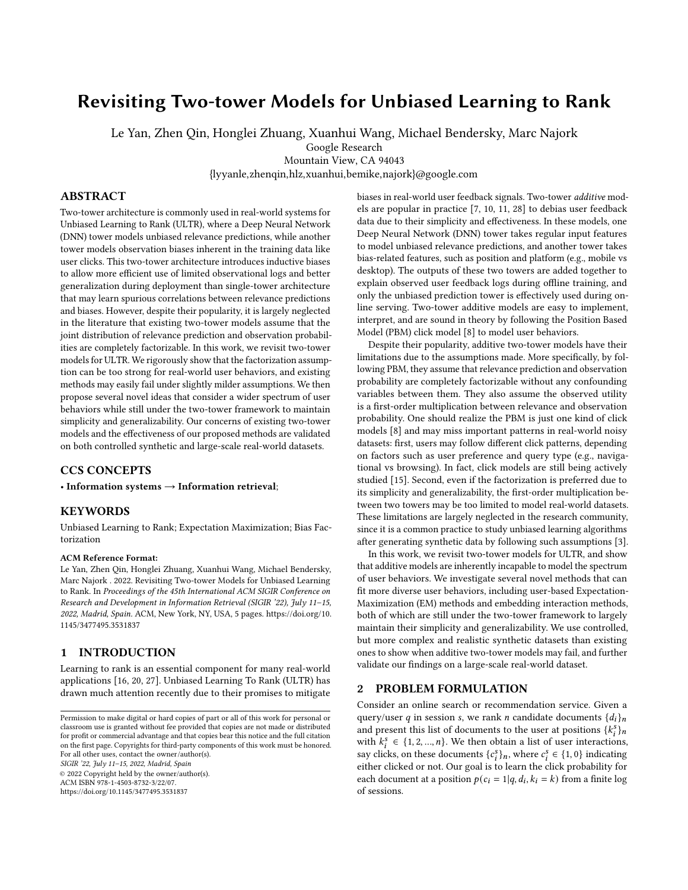# Revisiting Two-tower Models for Unbiased Learning to Rank

Le Yan, Zhen Qin, Honglei Zhuang, Xuanhui Wang, Michael Bendersky, Marc Najork
Google Research
Mountain View, CA 94043
{lyyanle,zhenqin,hlz,xuanhui,bemike,najork}@google.com

## ABSTRACT

Two-tower architecture is commonly used in real-world systems for Unbiased Learning to Rank (ULTR), where a Deep Neural Network (DNN) tower models unbiased relevance predictions, while another tower models observation biases inherent in the training data like user clicks. This two-tower architecture introduces inductive biases to allow more efficient use of limited observational logs and better generalization during deployment than single-tower architecture that may learn spurious correlations between relevance predictions and biases. However, despite their popularity, it is largely neglected in the literature that existing two-tower models assume that the joint distribution of relevance prediction and observation probabilities are completely factorizable. In this work, we revisit two-tower models for ULTR. We rigorously show that the factorization assumption can be too strong for real-world user behaviors, and existing methods may easily fail under slightly milder assumptions. We then propose several novel ideas that consider a wider spectrum of user behaviors while still under the two-tower framework to maintain simplicity and generalizability. Our concerns of existing two-tower models and the effectiveness of our proposed methods are validated on both controlled synthetic and large-scale real-world datasets.

## CCS CONCEPTS

• **Information systems → Information retrieval**;

## KEYWORDS

Unbiased Learning to Rank; Expectation Maximization; Bias Factorization

**ACM Reference Format:**

Le Yan, Zhen Qin, Honglei Zhuang, Xuanhui Wang, Michael Bendersky, Marc Najork . 2022. Revisiting Two-tower Models for Unbiased Learning to Rank. In *Proceedings of the 45th International ACM SIGIR Conference on Research and Development in Information Retrieval (SIGIR '22), July 11–15, 2022, Madrid, Spain.* ACM, New York, NY, USA, 5 pages. https://doi.org/10.1145/3477495.3531837

## 1 INTRODUCTION

Learning to rank is an essential component for many real-world applications [16, 20, 27]. Unbiased Learning To Rank (ULTR) has drawn much attention recently due to their promises to mitigate biases in real-world user feedback signals. Two-tower *additive* models are popular in practice [7, 10, 11, 28] to debias user feedback data due to their simplicity and effectiveness. In these models, one Deep Neural Network (DNN) tower takes regular input features to model unbiased relevance predictions, and another tower takes bias-related features, such as position and platform (e.g., mobile vs desktop). The outputs of these two towers are added together to explain observed user feedback logs during offline training, and only the unbiased prediction tower is effectively used during online serving. Two-tower additive models are easy to implement, interpret, and are sound in theory by following the Position Based Model (PBM) click model [8] to model user behaviors.

Despite their popularity, additive two-tower models have their limitations due to the assumptions made. More specifically, by following PBM, they assume that relevance prediction and observation probability are completely factorizable without any confounding variables between them. They also assume the observed utility is a first-order multiplication between relevance and observation probability. One should realize the PBM is just one kind of click models [8] and may miss important patterns in real-world noisy datasets: first, users may follow different click patterns, depending on factors such as user preference and query type (e.g., navigational vs browsing). In fact, click models are still being actively studied [15]. Second, even if the factorization is preferred due to its simplicity and generalizability, the first-order multiplication between two towers may be too limited to model real-world datasets. These limitations are largely neglected in the research community, since it is a common practice to study unbiased learning algorithms after generating synthetic data by following such assumptions [3].

In this work, we revisit two-tower models for ULTR, and show that additive models are inherently incapable to model the spectrum of user behaviors. We investigate several novel methods that can fit more diverse user behaviors, including user-based Expectation-Maximization (EM) methods and embedding interaction methods, both of which are still under the two-tower framework to largely maintain their simplicity and generalizability. We use controlled, but more complex and realistic synthetic datasets than existing ones to show when additive two-tower models may fail, and further validate our findings on a large-scale real-world dataset.

## 2 PROBLEM FORMULATION

Consider an online search or recommendation service. Given a query/user $q$ in session $s$, we rank $n$ candidate documents $\{d_i\}_n$ and present this list of documents to the user at positions $\{k_i^s\}_n$ with $k_i^s \in \{1, 2, ..., n\}$. We then obtain a list of user interactions, say clicks, on these documents $\{c_i^s\}_n$, where $c_i^s \in \{1, 0\}$ indicating either clicked or not. Our goal is to learn the click probability for each document at a position $p(c_i = 1|q, d_i, k_i = k)$ from a finite log of sessions.

Permission to make digital or hard copies of part or all of this work for personal or classroom use is granted without fee provided that copies are not made or distributed for profit or commercial advantage and that copies bear this notice and the full citation on the first page. Copyrights for third-party components of this work must be honored. For all other uses, contact the owner/author(s).
*SIGIR '22, July 11–15, 2022, Madrid, Spain*
© 2022 Copyright held by the owner/author(s).
ACM ISBN 978-1-4503-8732-3/22/07.
https://doi.org/10.1145/3477495.3531837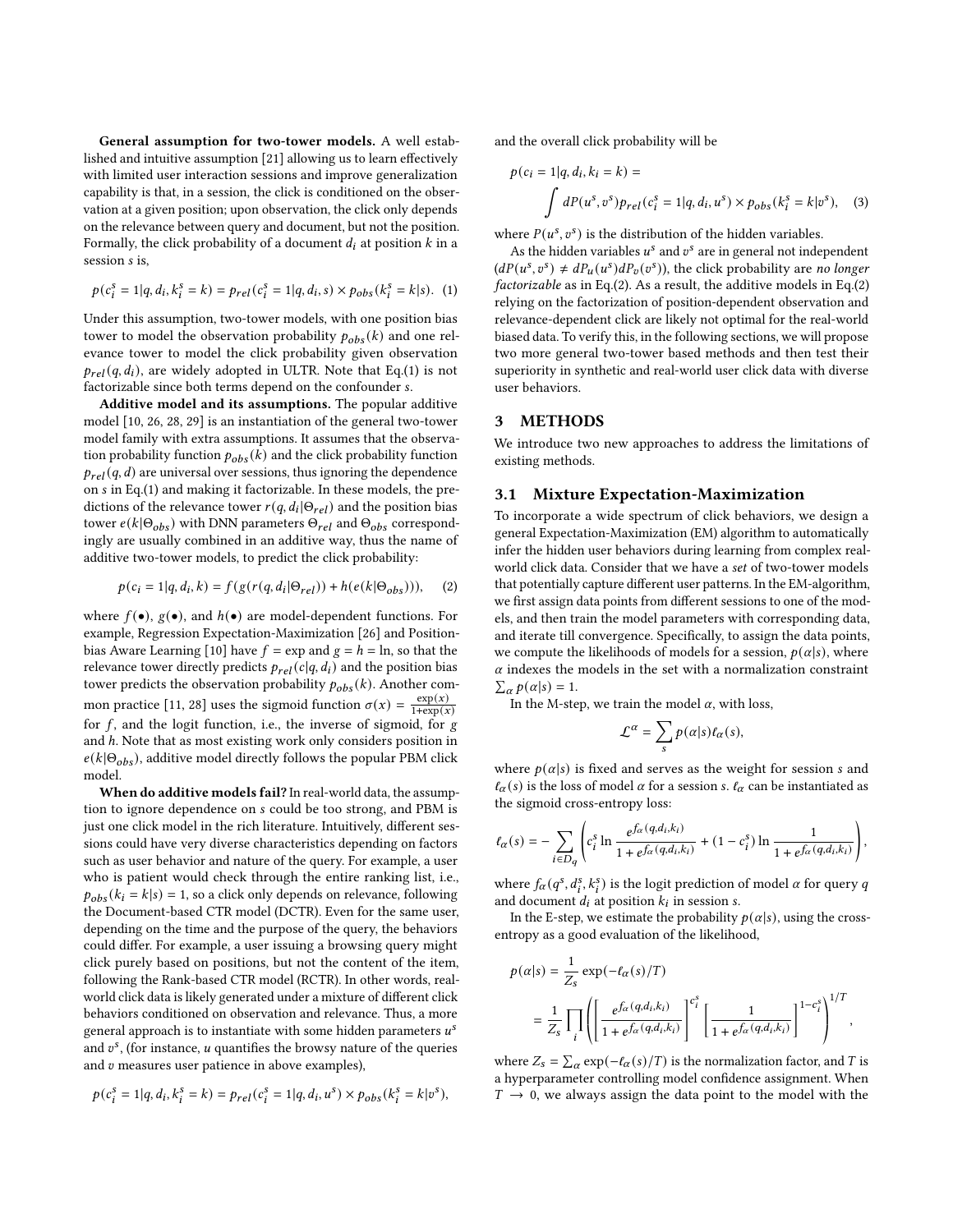**General assumption for two-tower models.** A well established and intuitive assumption [21] allowing us to learn effectively with limited user interaction sessions and improve generalization capability is that, in a session, the click is conditioned on the observation at a given position; upon observation, the click only depends on the relevance between query and document, but not the position. Formally, the click probability of a document $d_i$ at position $k$ in a session $s$ is,

$$p(c_i^s = 1|q, d_i, k_i^s = k) = p_{rel}(c_i^s = 1|q, d_i, s) \times p_{obs}(k_i^s = k|s). \quad (1)$$

Under this assumption, two-tower models, with one position bias tower to model the observation probability $p_{obs}(k)$ and one relevance tower to model the click probability given observation $p_{rel}(q, d_i)$, are widely adopted in ULTR. Note that Eq.(1) is not factorizable since both terms depend on the confounder $s$.

**Additive model and its assumptions.** The popular additive model [10, 26, 28, 29] is an instantiation of the general two-tower model family with extra assumptions. It assumes that the observation probability function $p_{obs}(k)$ and the click probability function $p_{rel}(q, d)$ are universal over sessions, thus ignoring the dependence on $s$ in Eq.(1) and making it factorizable. In these models, the predictions of the relevance tower $r(q, d_i|\Theta_{rel})$ and the position bias tower $e(k|\Theta_{obs})$ with DNN parameters $\Theta_{rel}$ and $\Theta_{obs}$ correspondingly are usually combined in an additive way, thus the name of additive two-tower models, to predict the click probability:

$$p(c_i = 1|q, d_i, k) = f(g(r(q, d_i|\Theta_{rel})) + h(e(k|\Theta_{obs}))), \quad (2)$$

where $f(\bullet)$, $g(\bullet)$, and $h(\bullet)$ are model-dependent functions. For example, Regression Expectation-Maximization [26] and Position-bias Aware Learning [10] have $f = \exp$ and $g = h = \ln$, so that the relevance tower directly predicts $p_{rel}(c|q, d_i)$ and the position bias tower predicts the observation probability $p_{obs}(k)$. Another common practice [11, 28] uses the sigmoid function $\sigma(x) = \frac{\exp(x)}{1+\exp(x)}$ for $f$, and the logit function, i.e., the inverse of sigmoid, for $g$ and $h$. Note that as most existing work only considers position in $e(k|\Theta_{obs})$, additive model directly follows the popular PBM click model.

**When do additive models fail?** In real-world data, the assumption to ignore dependence on $s$ could be too strong, and PBM is just one click model in the rich literature. Intuitively, different sessions could have very diverse characteristics depending on factors such as user behavior and nature of the query. For example, a user who is patient would check through the entire ranking list, i.e., $p_{obs}(k_i = k|s) = 1$, so a click only depends on relevance, following the Document-based CTR model (DCTR). Even for the same user, depending on the time and the purpose of the query, the behaviors could differ. For example, a user issuing a browsing query might click purely based on positions, but not the content of the item, following the Rank-based CTR model (RCTR). In other words, real-world click data is likely generated under a mixture of different click behaviors conditioned on observation and relevance. Thus, a more general approach is to instantiate with some hidden parameters $u^s$ and $v^s$, (for instance, $u$ quantifies the browsy nature of the queries and $v$ measures user patience in above examples),

$$p(c_i^s = 1|q, d_i, k_i^s = k) = p_{rel}(c_i^s = 1|q, d_i, u^s) \times p_{obs}(k_i^s = k|v^s),$$

and the overall click probability will be

$$p(c_i = 1|q, d_i, k_i = k) = \int dP(u^s, v^s) p_{rel}(c_i^s = 1|q, d_i, u^s) \times p_{obs}(k_i^s = k|v^s), \quad (3)$$

where $P(u^s, v^s)$ is the distribution of the hidden variables.

As the hidden variables $u^s$ and $v^s$ are in general not independent ($dP(u^s, v^s) \neq dP_u(u^s)dP_v(v^s)$), the click probability are *no longer factorizable* as in Eq.(2). As a result, the additive models in Eq.(2) relying on the factorization of position-dependent observation and relevance-dependent click are likely not optimal for the real-world biased data. To verify this, in the following sections, we will propose two more general two-tower based methods and then test their superiority in synthetic and real-world user click data with diverse user behaviors.

## 3 METHODS

We introduce two new approaches to address the limitations of existing methods.

### 3.1 Mixture Expectation-Maximization

To incorporate a wide spectrum of click behaviors, we design a general Expectation-Maximization (EM) algorithm to automatically infer the hidden user behaviors during learning from complex real-world click data. Consider that we have a *set* of two-tower models that potentially capture different user patterns. In the EM-algorithm, we first assign data points from different sessions to one of the models, and then train the model parameters with corresponding data, and iterate till convergence. Specifically, to assign the data points, we compute the likelihoods of models for a session, $p(\alpha|s)$, where $\alpha$ indexes the models in the set with a normalization constraint $\sum_\alpha p(\alpha|s) = 1$.

In the M-step, we train the model $\alpha$, with loss,

$$\mathcal{L}^\alpha = \sum_s p(\alpha|s)\ell_\alpha(s),$$

where $p(\alpha|s)$ is fixed and serves as the weight for session $s$ and $\ell_\alpha(s)$ is the loss of model $\alpha$ for a session $s$. $\ell_\alpha$ can be instantiated as the sigmoid cross-entropy loss:

$$\ell_\alpha(s) = -\sum_{i \in D_q} \left( c_i^s \ln \frac{e^{f_\alpha(q,d_i,k_i)}}{1 + e^{f_\alpha(q,d_i,k_i)}} + (1 - c_i^s) \ln \frac{1}{1 + e^{f_\alpha(q,d_i,k_i)}} \right),$$

where $f_\alpha(q^s, d_i^s, k_i^s)$ is the logit prediction of model $\alpha$ for query $q$ and document $d_i$ at position $k_i$ in session $s$.

In the E-step, we estimate the probability $p(\alpha|s)$, using the cross-entropy as a good evaluation of the likelihood,

$$\begin{aligned} p(\alpha|s) &= \frac{1}{Z_s} \exp(-\ell_\alpha(s)/T) \\ &= \frac{1}{Z_s} \prod_i \left( \left[ \frac{e^{f_\alpha(q,d_i,k_i)}}{1 + e^{f_\alpha(q,d_i,k_i)}} \right]^{c_i^s} \left[ \frac{1}{1 + e^{f_\alpha(q,d_i,k_i)}} \right]^{1-c_i^s} \right)^{1/T}, \end{aligned}$$

where $Z_s = \sum_\alpha \exp(-\ell_\alpha(s)/T)$ is the normalization factor, and $T$ is a hyperparameter controlling model confidence assignment. When $T \to 0$, we always assign the data point to the model with the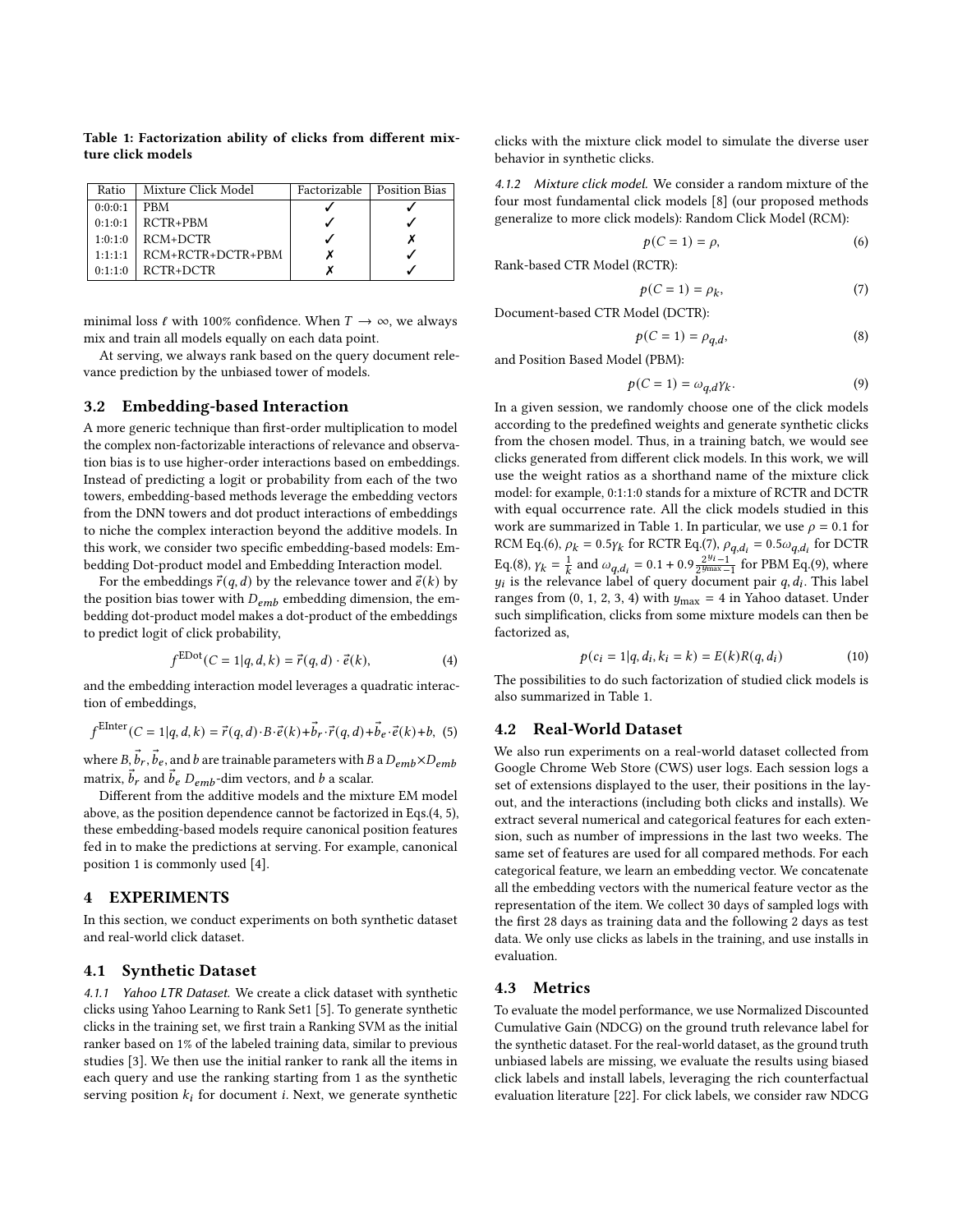**Table 1: Factorization ability of clicks from different mixture click models**

| Ratio | Mixture Click Model | Factorizable | Position Bias |
|---|---|---|---|
| 0:0:0:1 | PBM | ✓ | ✓ |
| 0:1:0:1 | RCTR+PBM | ✓ | ✓ |
| 1:0:1:0 | RCM+DCTR | ✓ | ✗ |
| 1:1:1:1 | RCM+RCTR+DCTR+PBM | ✗ | ✓ |
| 0:1:1:0 | RCTR+DCTR | ✗ | ✓ |

minimal loss $\ell$ with 100% confidence. When $T \to \infty$, we always mix and train all models equally on each data point.

At serving, we always rank based on the query document relevance prediction by the unbiased tower of models.

## 3.2 Embedding-based Interaction

A more generic technique than first-order multiplication to model the complex non-factorizable interactions of relevance and observation bias is to use higher-order interactions based on embeddings. Instead of predicting a logit or probability from each of the two towers, embedding-based methods leverage the embedding vectors from the DNN towers and dot product interactions of embeddings to niche the complex interaction beyond the additive models. In this work, we consider two specific embedding-based models: Embedding Dot-product model and Embedding Interaction model.

For the embeddings $\vec{r}(q, d)$ by the relevance tower and $\vec{e}(k)$ by the position bias tower with $D_{emb}$ embedding dimension, the embedding dot-product model makes a dot-product of the embeddings to predict logit of click probability,

$$f^{\text{EDot}}(C = 1|q, d, k) = \vec{r}(q, d) \cdot \vec{e}(k), \tag{4}$$

and the embedding interaction model leverages a quadratic interaction of embeddings,

$$f^{\text{EInter}}(C = 1|q, d, k) = \vec{r}(q, d) \cdot B \cdot \vec{e}(k) + \vec{b}_r \cdot \vec{r}(q, d) + \vec{b}_e \cdot \vec{e}(k) + b, \tag{5}$$

where $B, \vec{b}_r, \vec{b}_e$, and $b$ are trainable parameters with $B$ a $D_{emb} \times D_{emb}$ matrix, $\vec{b}_r$ and $\vec{b}_e$ $D_{emb}$-dim vectors, and $b$ a scalar.

Different from the additive models and the mixture EM model above, as the position dependence cannot be factorized in Eqs.(4, 5), these embedding-based models require canonical position features fed in to make the predictions at serving. For example, canonical position 1 is commonly used [4].

# 4 EXPERIMENTS

In this section, we conduct experiments on both synthetic dataset and real-world click dataset.

## 4.1 Synthetic Dataset

*4.1.1 Yahoo LTR Dataset.* We create a click dataset with synthetic clicks using Yahoo Learning to Rank Set1 [5]. To generate synthetic clicks in the training set, we first train a Ranking SVM as the initial ranker based on 1% of the labeled training data, similar to previous studies [3]. We then use the initial ranker to rank all the items in each query and use the ranking starting from 1 as the synthetic serving position $k_i$ for document $i$. Next, we generate synthetic clicks with the mixture click model to simulate the diverse user behavior in synthetic clicks.

*4.1.2 Mixture click model.* We consider a random mixture of the four most fundamental click models [8] (our proposed methods generalize to more click models): Random Click Model (RCM):

$$p(C = 1) = \rho, \tag{6}$$

Rank-based CTR Model (RCTR):

$$p(C = 1) = \rho_k, \tag{7}$$

Document-based CTR Model (DCTR):

$$p(C = 1) = \rho_{q,d}, \tag{8}$$

and Position Based Model (PBM):

$$p(C = 1) = \omega_{q,d}\gamma_k. \tag{9}$$

In a given session, we randomly choose one of the click models according to the predefined weights and generate synthetic clicks from the chosen model. Thus, in a training batch, we would see clicks generated from different click models. In this work, we will use the weight ratios as a shorthand name of the mixture click model: for example, 0:1:1:0 stands for a mixture of RCTR and DCTR with equal occurrence rate. All the click models studied in this work are summarized in Table 1. In particular, we use $\rho = 0.1$ for RCM Eq.(6), $\rho_k = 0.5\gamma_k$ for RCTR Eq.(7), $\rho_{q,d_i} = 0.5\omega_{q,d_i}$ for DCTR Eq.(8), $\gamma_k = \frac{1}{k}$ and $\omega_{q,d_i} = 0.1 + 0.9\frac{2^{y_i}-1}{2^{y_{\max}}-1}$ for PBM Eq.(9), where $y_i$ is the relevance label of query document pair $q, d_i$. This label ranges from (0, 1, 2, 3, 4) with $y_{\max} = 4$ in Yahoo dataset. Under such simplification, clicks from some mixture models can then be factorized as,

$$p(c_i = 1|q, d_i, k_i = k) = E(k)R(q, d_i) \tag{10}$$

The possibilities to do such factorization of studied click models is also summarized in Table 1.

## 4.2 Real-World Dataset

We also run experiments on a real-world dataset collected from Google Chrome Web Store (CWS) user logs. Each session logs a set of extensions displayed to the user, their positions in the layout, and the interactions (including both clicks and installs). We extract several numerical and categorical features for each extension, such as number of impressions in the last two weeks. The same set of features are used for all compared methods. For each categorical feature, we learn an embedding vector. We concatenate all the embedding vectors with the numerical feature vector as the representation of the item. We collect 30 days of sampled logs with the first 28 days as training data and the following 2 days as test data. We only use clicks as labels in the training, and use installs in evaluation.

## 4.3 Metrics

To evaluate the model performance, we use Normalized Discounted Cumulative Gain (NDCG) on the ground truth relevance label for the synthetic dataset. For the real-world dataset, as the ground truth unbiased labels are missing, we evaluate the results using biased click labels and install labels, leveraging the rich counterfactual evaluation literature [22]. For click labels, we consider raw NDCG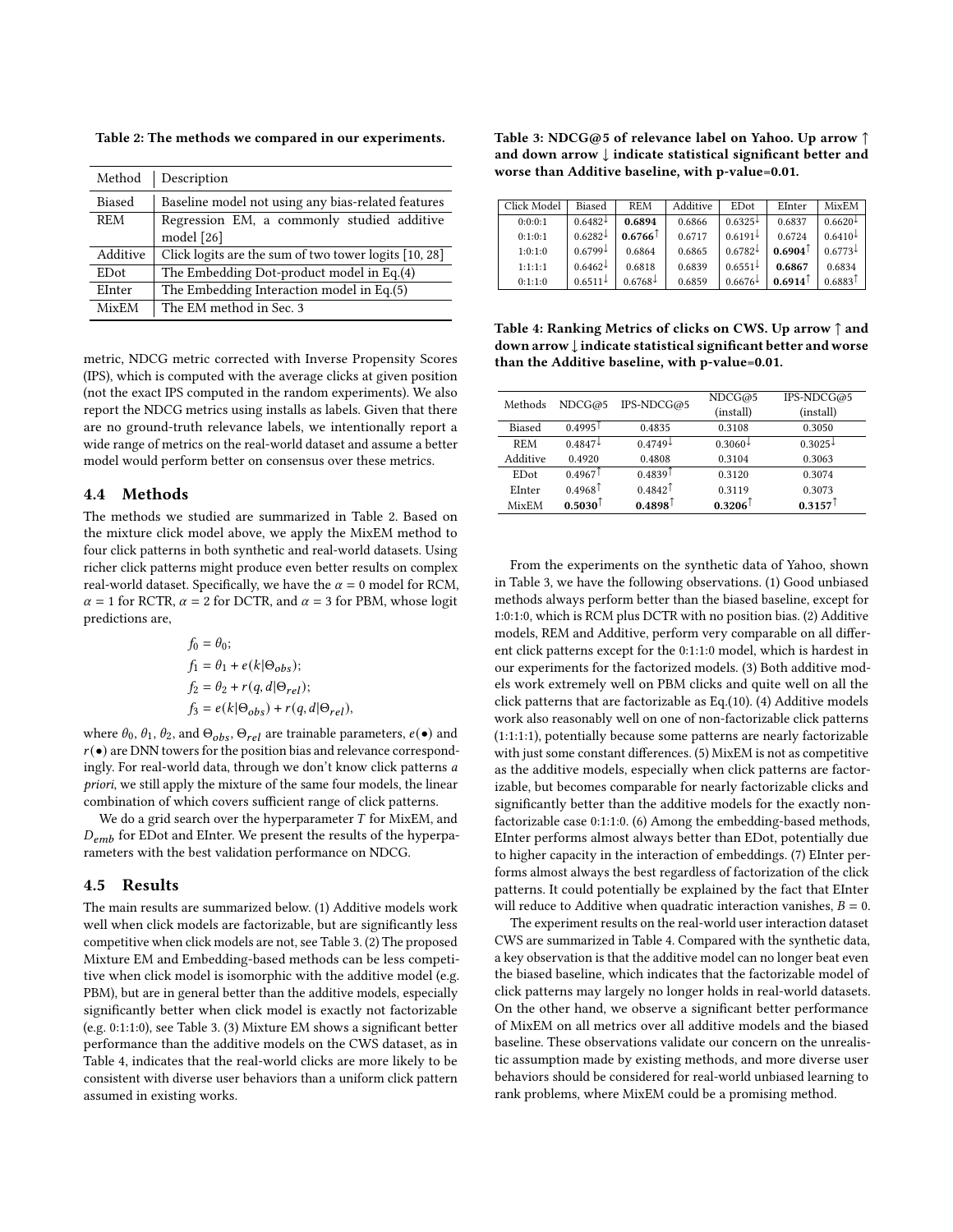Table 2: The methods we compared in our experiments.

| Method | Description |
|---|---|
| Biased | Baseline model not using any bias-related features |
| REM | Regression EM, a commonly studied additive model [26] |
| Additive | Click logits are the sum of two tower logits [10, 28] |
| EDot | The Embedding Dot-product model in Eq.(4) |
| EInter | The Embedding Interaction model in Eq.(5) |
| MixEM | The EM method in Sec. 3 |

metric, NDCG metric corrected with Inverse Propensity Scores (IPS), which is computed with the average clicks at given position (not the exact IPS computed in the random experiments). We also report the NDCG metrics using installs as labels. Given that there are no ground-truth relevance labels, we intentionally report a wide range of metrics on the real-world dataset and assume a better model would perform better on consensus over these metrics.

## 4.4 Methods

The methods we studied are summarized in Table 2. Based on the mixture click model above, we apply the MixEM method to four click patterns in both synthetic and real-world datasets. Using richer click patterns might produce even better results on complex real-world dataset. Specifically, we have the $\alpha = 0$ model for RCM, $\alpha = 1$ for RCTR, $\alpha = 2$ for DCTR, and $\alpha = 3$ for PBM, whose logit predictions are,

$$
\begin{aligned}
f_0 &= \theta_0; \\
f_1 &= \theta_1 + e(k|\Theta_{obs}); \\
f_2 &= \theta_2 + r(q, d|\Theta_{rel}); \\
f_3 &= e(k|\Theta_{obs}) + r(q, d|\Theta_{rel}),
\end{aligned}
$$

where $\theta_0$, $\theta_1$, $\theta_2$, and $\Theta_{obs}$, $\Theta_{rel}$ are trainable parameters, $e(\bullet)$ and $r(\bullet)$ are DNN towers for the position bias and relevance correspondingly. For real-world data, through we don't know click patterns *a priori*, we still apply the mixture of the same four models, the linear combination of which covers sufficient range of click patterns.

We do a grid search over the hyperparameter $T$ for MixEM, and $D_{emb}$ for EDot and EInter. We present the results of the hyperparameters with the best validation performance on NDCG.

## 4.5 Results

The main results are summarized below. (1) Additive models work well when click models are factorizable, but are significantly less competitive when click models are not, see Table 3. (2) The proposed Mixture EM and Embedding-based methods can be less competitive when click model is isomorphic with the additive model (e.g. PBM), but are in general better than the additive models, especially significantly better when click model is exactly not factorizable (e.g. 0:1:1:0), see Table 3. (3) Mixture EM shows a significant better performance than the additive models on the CWS dataset, as in Table 4, indicates that the real-world clicks are more likely to be consistent with diverse user behaviors than a uniform click pattern assumed in existing works.

Table 3: NDCG@5 of relevance label on Yahoo. Up arrow ↑ and down arrow ↓ indicate statistical significant better and worse than Additive baseline, with p-value=0.01.

| Click Model | Biased | REM | Additive | EDot | EInter | MixEM |
|---|---|---|---|---|---|---|
| 0:0:0:1 | 0.6482↓ | **0.6894** | 0.6866 | 0.6325↓ | 0.6837 | 0.6620↓ |
| 0:1:0:1 | 0.6282↓ | **0.6766**↑ | 0.6717 | 0.6191↓ | 0.6724 | 0.6410↓ |
| 1:0:1:0 | 0.6799↓ | 0.6864 | 0.6865 | 0.6782↓ | **0.6904**↑ | 0.6773↓ |
| 1:1:1:1 | 0.6462↓ | 0.6818 | 0.6839 | 0.6551↓ | **0.6867** | 0.6834 |
| 0:1:1:0 | 0.6511↓ | 0.6768↓ | 0.6859 | 0.6676↓ | **0.6914**↑ | 0.6883↑ |

Table 4: Ranking Metrics of clicks on CWS. Up arrow ↑ and down arrow ↓ indicate statistical significant better and worse than the Additive baseline, with p-value=0.01.

| Methods | NDCG@5 | IPS-NDCG@5 | NDCG@5 (install) | IPS-NDCG@5 (install) |
|---|---|---|---|---|
| Biased | 0.4995↑ | 0.4835 | 0.3108 | 0.3050 |
| REM | 0.4847↓ | 0.4749↓ | 0.3060↓ | 0.3025↓ |
| Additive | 0.4920 | 0.4808 | 0.3104 | 0.3063 |
| EDot | 0.4967↑ | 0.4839↑ | 0.3120 | 0.3074 |
| EInter | 0.4968↑ | 0.4842↑ | 0.3119 | 0.3073 |
| MixEM | **0.5030**↑ | **0.4898**↑ | **0.3206**↑ | **0.3157**↑ |

From the experiments on the synthetic data of Yahoo, shown in Table 3, we have the following observations. (1) Good unbiased methods always perform better than the biased baseline, except for 1:0:1:0, which is RCM plus DCTR with no position bias. (2) Additive models, REM and Additive, perform very comparable on all different click patterns except for the 0:1:1:0 model, which is hardest in our experiments for the factorized models. (3) Both additive models work extremely well on PBM clicks and quite well on all the click patterns that are factorizable as Eq.(10). (4) Additive models work also reasonably well on one of non-factorizable click patterns (1:1:1:1), potentially because some patterns are nearly factorizable with just some constant differences. (5) MixEM is not as competitive as the additive models, especially when click patterns are factorizable, but becomes comparable for nearly factorizable clicks and significantly better than the additive models for the exactly non-factorizable case 0:1:1:0. (6) Among the embedding-based methods, EInter performs almost always better than EDot, potentially due to higher capacity in the interaction of embeddings. (7) EInter performs almost always the best regardless of factorization of the click patterns. It could potentially be explained by the fact that EInter will reduce to Additive when quadratic interaction vanishes, $B = 0$.

The experiment results on the real-world user interaction dataset CWS are summarized in Table 4. Compared with the synthetic data, a key observation is that the additive model can no longer beat even the biased baseline, which indicates that the factorizable model of click patterns may largely no longer holds in real-world datasets. On the other hand, we observe a significant better performance of MixEM on all metrics over all additive models and the biased baseline. These observations validate our concern on the unrealistic assumption made by existing methods, and more diverse user behaviors should be considered for real-world unbiased learning to rank problems, where MixEM could be a promising method.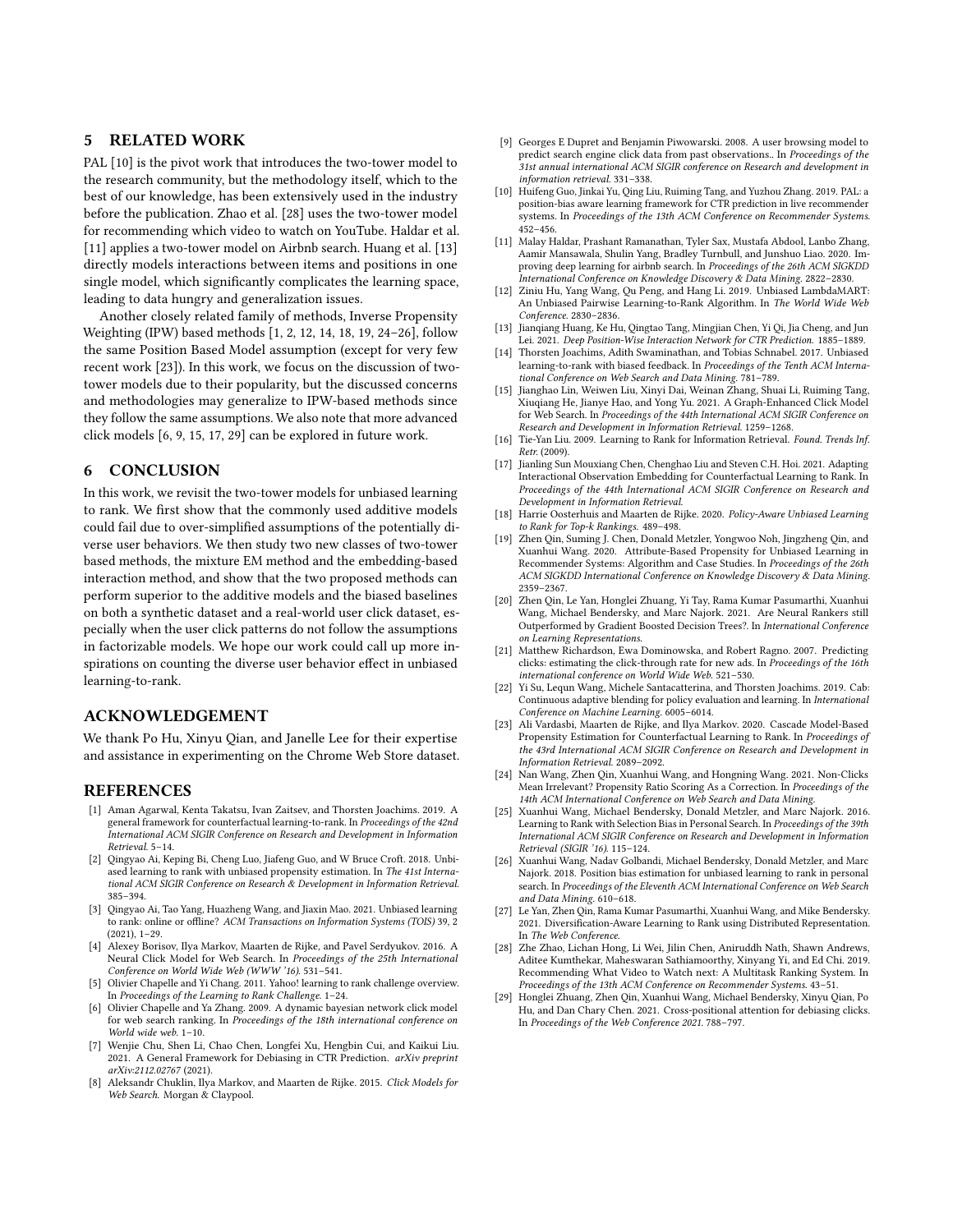## 5 RELATED WORK

PAL [10] is the pivot work that introduces the two-tower model to the research community, but the methodology itself, which to the best of our knowledge, has been extensively used in the industry before the publication. Zhao et al. [28] uses the two-tower model for recommending which video to watch on YouTube. Haldar et al. [11] applies a two-tower model on Airbnb search. Huang et al. [13] directly models interactions between items and positions in one single model, which significantly complicates the learning space, leading to data hungry and generalization issues.

Another closely related family of methods, Inverse Propensity Weighting (IPW) based methods [1, 2, 12, 14, 18, 19, 24–26], follow the same Position Based Model assumption (except for very few recent work [23]). In this work, we focus on the discussion of two-tower models due to their popularity, but the discussed concerns and methodologies may generalize to IPW-based methods since they follow the same assumptions. We also note that more advanced click models [6, 9, 15, 17, 29] can be explored in future work.

## 6 CONCLUSION

In this work, we revisit the two-tower models for unbiased learning to rank. We first show that the commonly used additive models could fail due to over-simplified assumptions of the potentially diverse user behaviors. We then study two new classes of two-tower based methods, the mixture EM method and the embedding-based interaction method, and show that the two proposed methods can perform superior to the additive models and the biased baselines on both a synthetic dataset and a real-world user click dataset, especially when the user click patterns do not follow the assumptions in factorizable models. We hope our work could call up more inspirations on counting the diverse user behavior effect in unbiased learning-to-rank.

## ACKNOWLEDGEMENT

We thank Po Hu, Xinyu Qian, and Janelle Lee for their expertise and assistance in experimenting on the Chrome Web Store dataset.

## REFERENCES

[1] Aman Agarwal, Kenta Takatsu, Ivan Zaitsev, and Thorsten Joachims. 2019. A general framework for counterfactual learning-to-rank. In *Proceedings of the 42nd International ACM SIGIR Conference on Research and Development in Information Retrieval*. 5–14.

[2] Qingyao Ai, Keping Bi, Cheng Luo, Jiafeng Guo, and W Bruce Croft. 2018. Unbiased learning to rank with unbiased propensity estimation. In *The 41st International ACM SIGIR Conference on Research & Development in Information Retrieval*. 385–394.

[3] Qingyao Ai, Tao Yang, Huazheng Wang, and Jiaxin Mao. 2021. Unbiased learning to rank: online or offline? *ACM Transactions on Information Systems (TOIS)* 39, 2 (2021), 1–29.

[4] Alexey Borisov, Ilya Markov, Maarten de Rijke, and Pavel Serdyukov. 2016. A Neural Click Model for Web Search. In *Proceedings of the 25th International Conference on World Wide Web (WWW '16)*. 531–541.

[5] Olivier Chapelle and Yi Chang. 2011. Yahoo! learning to rank challenge overview. In *Proceedings of the Learning to Rank Challenge*. 1–24.

[6] Olivier Chapelle and Ya Zhang. 2009. A dynamic bayesian network click model for web search ranking. In *Proceedings of the 18th international conference on World wide web*. 1–10.

[7] Wenjie Chu, Shen Li, Chao Chen, Longfei Xu, Hengbin Cui, and Kaikui Liu. 2021. A General Framework for Debiasing in CTR Prediction. *arXiv preprint arXiv:2112.02767* (2021).

[8] Aleksandr Chuklin, Ilya Markov, and Maarten de Rijke. 2015. *Click Models for Web Search*. Morgan & Claypool.

[9] Georges E Dupret and Benjamin Piwowarski. 2008. A user browsing model to predict search engine click data from past observations.. In *Proceedings of the 31st annual international ACM SIGIR conference on Research and development in information retrieval*. 331–338.

[10] Huifeng Guo, Jinkai Yu, Qing Liu, Ruiming Tang, and Yuzhou Zhang. 2019. PAL: a position-bias aware learning framework for CTR prediction in live recommender systems. In *Proceedings of the 13th ACM Conference on Recommender Systems*. 452–456.

[11] Malay Haldar, Prashant Ramanathan, Tyler Sax, Mustafa Abdool, Lanbo Zhang, Aamir Mansawala, Shulin Yang, Bradley Turnbull, and Junshuo Liao. 2020. Improving deep learning for airbnb search. In *Proceedings of the 26th ACM SIGKDD International Conference on Knowledge Discovery & Data Mining*. 2822–2830.

[12] Ziniu Hu, Yang Wang, Qu Peng, and Hang Li. 2019. Unbiased LambdaMART: An Unbiased Pairwise Learning-to-Rank Algorithm. In *The World Wide Web Conference*. 2830–2836.

[13] Jianqiang Huang, Ke Hu, Qingtao Tang, Mingjian Chen, Yi Qi, Jia Cheng, and Jun Lei. 2021. *Deep Position-Wise Interaction Network for CTR Prediction*. 1885–1889.

[14] Thorsten Joachims, Adith Swaminathan, and Tobias Schnabel. 2017. Unbiased learning-to-rank with biased feedback. In *Proceedings of the Tenth ACM International Conference on Web Search and Data Mining*. 781–789.

[15] Jianghao Lin, Weiwen Liu, Xinyi Dai, Weinan Zhang, Shuai Li, Ruiming Tang, Xiuqiang He, Jianye Hao, and Yong Yu. 2021. A Graph-Enhanced Click Model for Web Search. In *Proceedings of the 44th International ACM SIGIR Conference on Research and Development in Information Retrieval*. 1259–1268.

[16] Tie-Yan Liu. 2009. Learning to Rank for Information Retrieval. *Found. Trends Inf. Retr.* (2009).

[17] Jianling Sun Mouxiang Chen, Chenghao Liu and Steven C.H. Hoi. 2021. Adapting Interactional Observation Embedding for Counterfactual Learning to Rank. In *Proceedings of the 44th International ACM SIGIR Conference on Research and Development in Information Retrieval*.

[18] Harrie Oosterhuis and Maarten de Rijke. 2020. *Policy-Aware Unbiased Learning to Rank for Top-k Rankings*. 489–498.

[19] Zhen Qin, Suming J. Chen, Donald Metzler, Yongwoo Noh, Jingzheng Qin, and Xuanhui Wang. 2020. Attribute-Based Propensity for Unbiased Learning in Recommender Systems: Algorithm and Case Studies. In *Proceedings of the 26th ACM SIGKDD International Conference on Knowledge Discovery & Data Mining*. 2359–2367.

[20] Zhen Qin, Le Yan, Honglei Zhuang, Yi Tay, Rama Kumar Pasumarthi, Xuanhui Wang, Michael Bendersky, and Marc Najork. 2021. Are Neural Rankers still Outperformed by Gradient Boosted Decision Trees?. In *International Conference on Learning Representations*.

[21] Matthew Richardson, Ewa Dominowska, and Robert Ragno. 2007. Predicting clicks: estimating the click-through rate for new ads. In *Proceedings of the 16th international conference on World Wide Web*. 521–530.

[22] Yi Su, Lequn Wang, Michele Santacatterina, and Thorsten Joachims. 2019. Cab: Continuous adaptive blending for policy evaluation and learning. In *International Conference on Machine Learning*. 6005–6014.

[23] Ali Vardasbi, Maarten de Rijke, and Ilya Markov. 2020. Cascade Model-Based Propensity Estimation for Counterfactual Learning to Rank. In *Proceedings of the 43rd International ACM SIGIR Conference on Research and Development in Information Retrieval*. 2089–2092.

[24] Nan Wang, Zhen Qin, Xuanhui Wang, and Hongning Wang. 2021. Non-Clicks Mean Irrelevant? Propensity Ratio Scoring As a Correction. In *Proceedings of the 14th ACM International Conference on Web Search and Data Mining*.

[25] Xuanhui Wang, Michael Bendersky, Donald Metzler, and Marc Najork. 2016. Learning to Rank with Selection Bias in Personal Search. In *Proceedings of the 39th International ACM SIGIR Conference on Research and Development in Information Retrieval (SIGIR '16)*. 115–124.

[26] Xuanhui Wang, Nadav Golbandi, Michael Bendersky, Donald Metzler, and Marc Najork. 2018. Position bias estimation for unbiased learning to rank in personal search. In *Proceedings of the Eleventh ACM International Conference on Web Search and Data Mining*. 610–618.

[27] Le Yan, Zhen Qin, Rama Kumar Pasumarthi, Xuanhui Wang, and Mike Bendersky. 2021. Diversification-Aware Learning to Rank using Distributed Representation. In *The Web Conference*.

[28] Zhe Zhao, Lichan Hong, Li Wei, Jilin Chen, Aniruddh Nath, Shawn Andrews, Aditee Kumthekar, Maheswaran Sathiamoorthy, Xinyang Yi, and Ed Chi. 2019. Recommending What Video to Watch next: A Multitask Ranking System. In *Proceedings of the 13th ACM Conference on Recommender Systems*. 43–51.

[29] Honglei Zhuang, Zhen Qin, Xuanhui Wang, Michael Bendersky, Xinyu Qian, Po Hu, and Dan Chary Chen. 2021. Cross-positional attention for debiasing clicks. In *Proceedings of the Web Conference 2021*. 788–797.